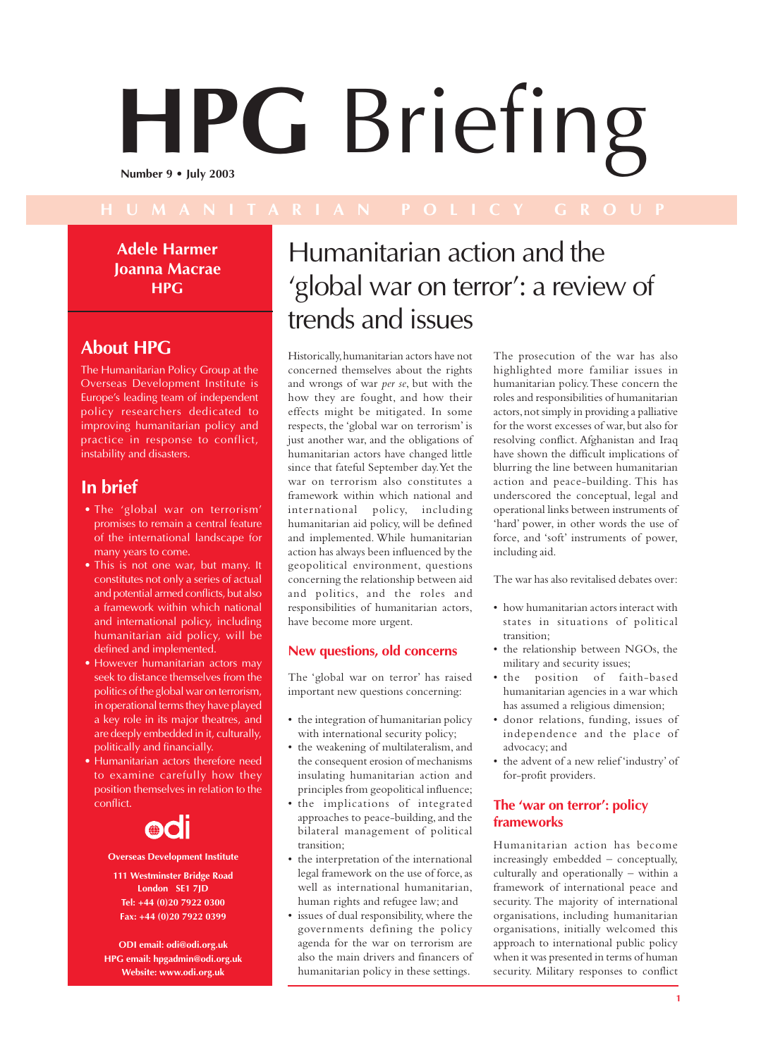# HPG Briefing

**Number 9 • July 2003**

HUMANITARIAN POLICY GROUP

**Adele Harmer**
**Joanna Macrae**
**HPG**

## Humanitarian action and the 'global war on terror': a review of trends and issues

### About HPG

The Humanitarian Policy Group at the Overseas Development Institute is Europe's leading team of independent policy researchers dedicated to improving humanitarian policy and practice in response to conflict, instability and disasters.

### In brief

- The 'global war on terrorism' promises to remain a central feature of the international landscape for many years to come.
- This is not one war, but many. It constitutes not only a series of actual and potential armed conflicts, but also a framework within which national and international policy, including humanitarian aid policy, will be defined and implemented.
- However humanitarian actors may seek to distance themselves from the politics of the global war on terrorism, in operational terms they have played a key role in its major theatres, and are deeply embedded in it, culturally, politically and financially.
- Humanitarian actors therefore need to examine carefully how they position themselves in relation to the conflict.

**Overseas Development Institute**

**111 Westminster Bridge Road**
**London SE1 7JD**
**Tel: +44 (0)20 7922 0300**
**Fax: +44 (0)20 7922 0399**

**ODI email: odi@odi.org.uk**
**HPG email: hpgadmin@odi.org.uk**
**Website: www.odi.org.uk**

Historically, humanitarian actors have not concerned themselves about the rights and wrongs of war *per se*, but with the how they are fought, and how their effects might be mitigated. In some respects, the 'global war on terrorism' is just another war, and the obligations of humanitarian actors have changed little since that fateful September day. Yet the war on terrorism also constitutes a framework within which national and international policy, including humanitarian aid policy, will be defined and implemented. While humanitarian action has always been influenced by the geopolitical environment, questions concerning the relationship between aid and politics, and the roles and responsibilities of humanitarian actors, have become more urgent.

### New questions, old concerns

The 'global war on terror' has raised important new questions concerning:

- the integration of humanitarian policy with international security policy;
- the weakening of multilateralism, and the consequent erosion of mechanisms insulating humanitarian action and principles from geopolitical influence;
- the implications of integrated approaches to peace-building, and the bilateral management of political transition;
- the interpretation of the international legal framework on the use of force, as well as international humanitarian, human rights and refugee law; and
- issues of dual responsibility, where the governments defining the policy agenda for the war on terrorism are also the main drivers and financers of humanitarian policy in these settings.

The prosecution of the war has also highlighted more familiar issues in humanitarian policy. These concern the roles and responsibilities of humanitarian actors, not simply in providing a palliative for the worst excesses of war, but also for resolving conflict. Afghanistan and Iraq have shown the difficult implications of blurring the line between humanitarian action and peace-building. This has underscored the conceptual, legal and operational links between instruments of 'hard' power, in other words the use of force, and 'soft' instruments of power, including aid.

The war has also revitalised debates over:

- how humanitarian actors interact with states in situations of political transition;
- the relationship between NGOs, the military and security issues;
- the position of faith-based humanitarian agencies in a war which has assumed a religious dimension;
- donor relations, funding, issues of independence and the place of advocacy; and
- the advent of a new relief 'industry' of for-profit providers.

### The 'war on terror': policy frameworks

Humanitarian action has become increasingly embedded – conceptually, culturally and operationally – within a framework of international peace and security. The majority of international organisations, including humanitarian organisations, initially welcomed this approach to international public policy when it was presented in terms of human security. Military responses to conflict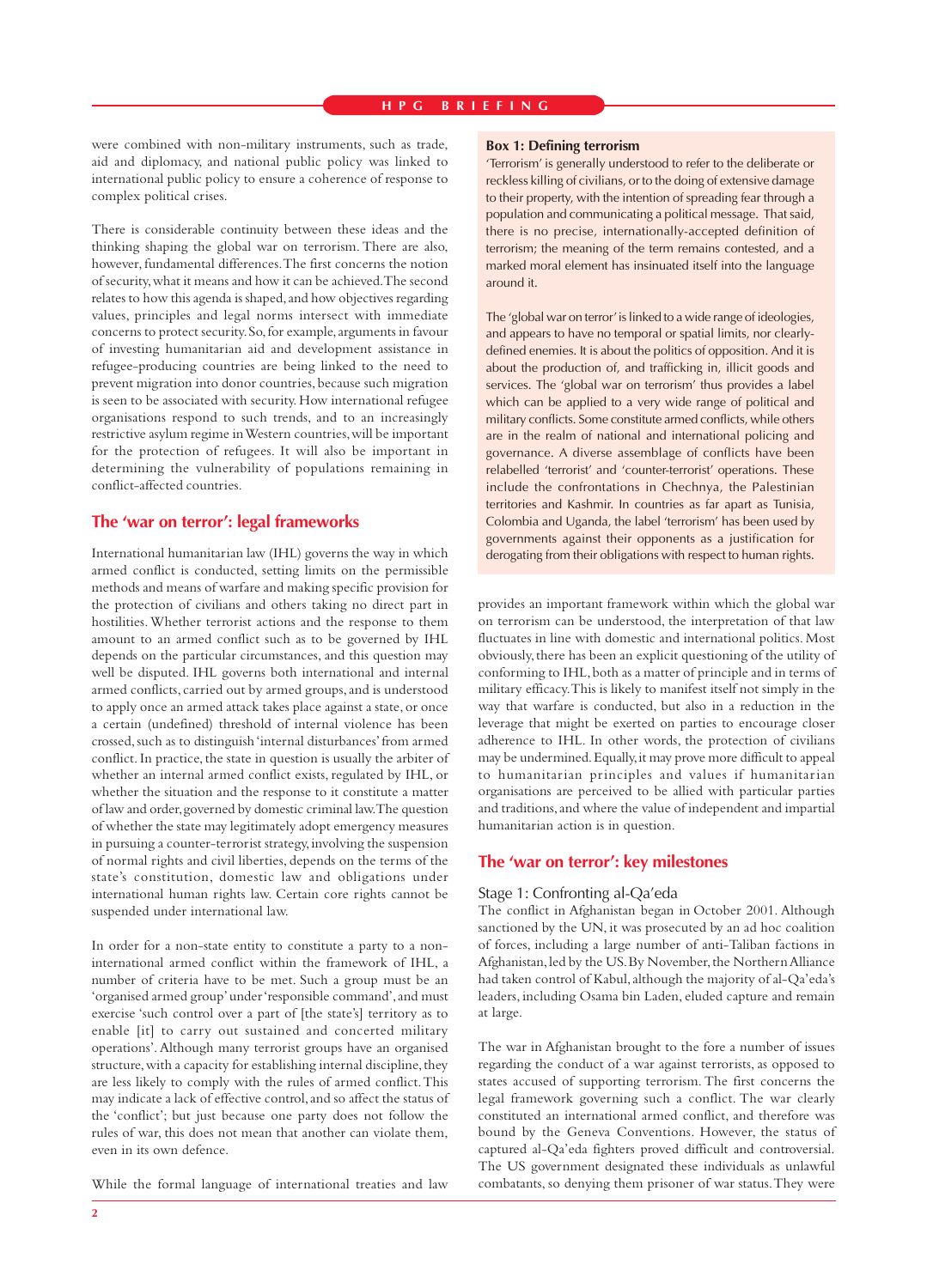were combined with non-military instruments, such as trade, aid and diplomacy, and national public policy was linked to international public policy to ensure a coherence of response to complex political crises.

There is considerable continuity between these ideas and the thinking shaping the global war on terrorism. There are also, however, fundamental differences. The first concerns the notion of security, what it means and how it can be achieved. The second relates to how this agenda is shaped, and how objectives regarding values, principles and legal norms intersect with immediate concerns to protect security. So, for example, arguments in favour of investing humanitarian aid and development assistance in refugee-producing countries are being linked to the need to prevent migration into donor countries, because such migration is seen to be associated with security. How international refugee organisations respond to such trends, and to an increasingly restrictive asylum regime in Western countries, will be important for the protection of refugees. It will also be important in determining the vulnerability of populations remaining in conflict-affected countries.

## The 'war on terror': legal frameworks

International humanitarian law (IHL) governs the way in which armed conflict is conducted, setting limits on the permissible methods and means of warfare and making specific provision for the protection of civilians and others taking no direct part in hostilities. Whether terrorist actions and the response to them amount to an armed conflict such as to be governed by IHL depends on the particular circumstances, and this question may well be disputed. IHL governs both international and internal armed conflicts, carried out by armed groups, and is understood to apply once an armed attack takes place against a state, or once a certain (undefined) threshold of internal violence has been crossed, such as to distinguish 'internal disturbances' from armed conflict. In practice, the state in question is usually the arbiter of whether an internal armed conflict exists, regulated by IHL, or whether the situation and the response to it constitute a matter of law and order, governed by domestic criminal law. The question of whether the state may legitimately adopt emergency measures in pursuing a counter-terrorist strategy, involving the suspension of normal rights and civil liberties, depends on the terms of the state's constitution, domestic law and obligations under international human rights law. Certain core rights cannot be suspended under international law.

In order for a non-state entity to constitute a party to a non-international armed conflict within the framework of IHL, a number of criteria have to be met. Such a group must be an 'organised armed group' under 'responsible command', and must exercise 'such control over a part of [the state's] territory as to enable [it] to carry out sustained and concerted military operations'. Although many terrorist groups have an organised structure, with a capacity for establishing internal discipline, they are less likely to comply with the rules of armed conflict. This may indicate a lack of effective control, and so affect the status of the 'conflict'; but just because one party does not follow the rules of war, this does not mean that another can violate them, even in its own defence.

While the formal language of international treaties and law provides an important framework within which the global war on terrorism can be understood, the interpretation of that law fluctuates in line with domestic and international politics. Most obviously, there has been an explicit questioning of the utility of conforming to IHL, both as a matter of principle and in terms of military efficacy. This is likely to manifest itself not simply in the way that warfare is conducted, but also in a reduction in the leverage that might be exerted on parties to encourage closer adherence to IHL. In other words, the protection of civilians may be undermined. Equally, it may prove more difficult to appeal to humanitarian principles and values if humanitarian organisations are perceived to be allied with particular parties and traditions, and where the value of independent and impartial humanitarian action is in question.

> **Box 1: Defining terrorism**
>
> 'Terrorism' is generally understood to refer to the deliberate or reckless killing of civilians, or to the doing of extensive damage to their property, with the intention of spreading fear through a population and communicating a political message. That said, there is no precise, internationally-accepted definition of terrorism; the meaning of the term remains contested, and a marked moral element has insinuated itself into the language around it.
>
> The 'global war on terror' is linked to a wide range of ideologies, and appears to have no temporal or spatial limits, nor clearly-defined enemies. It is about the politics of opposition. And it is about the production of, and trafficking in, illicit goods and services. The 'global war on terrorism' thus provides a label which can be applied to a very wide range of political and military conflicts. Some constitute armed conflicts, while others are in the realm of national and international policing and governance. A diverse assemblage of conflicts have been relabelled 'terrorist' and 'counter-terrorist' operations. These include the confrontations in Chechnya, the Palestinian territories and Kashmir. In countries as far apart as Tunisia, Colombia and Uganda, the label 'terrorism' has been used by governments against their opponents as a justification for derogating from their obligations with respect to human rights.

## The 'war on terror': key milestones

### Stage 1: Confronting al-Qa'eda

The conflict in Afghanistan began in October 2001. Although sanctioned by the UN, it was prosecuted by an ad hoc coalition of forces, including a large number of anti-Taliban factions in Afghanistan, led by the US. By November, the Northern Alliance had taken control of Kabul, although the majority of al-Qa'eda's leaders, including Osama bin Laden, eluded capture and remain at large.

The war in Afghanistan brought to the fore a number of issues regarding the conduct of a war against terrorists, as opposed to states accused of supporting terrorism. The first concerns the legal framework governing such a conflict. The war clearly constituted an international armed conflict, and therefore was bound by the Geneva Conventions. However, the status of captured al-Qa'eda fighters proved difficult and controversial. The US government designated these individuals as unlawful combatants, so denying them prisoner of war status. They were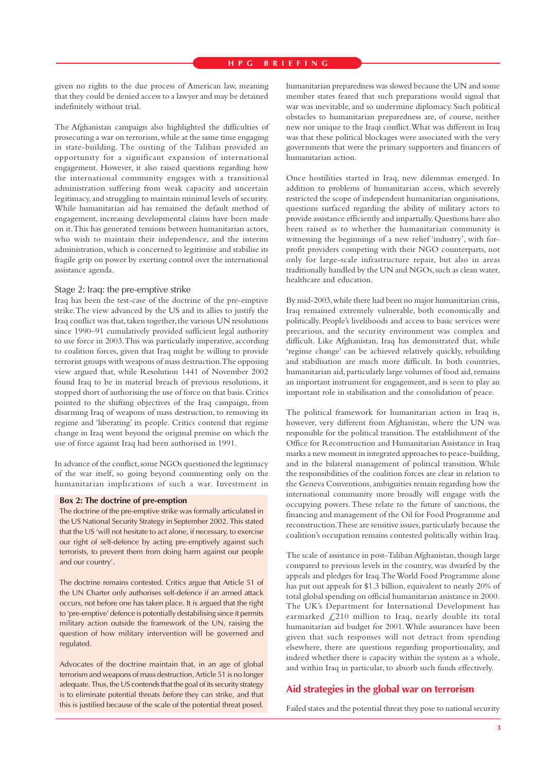given no rights to the due process of American law, meaning that they could be denied access to a lawyer and may be detained indefinitely without trial.

The Afghanistan campaign also highlighted the difficulties of prosecuting a war on terrorism, while at the same time engaging in state-building. The ousting of the Taliban provided an opportunity for a significant expansion of international engagement. However, it also raised questions regarding how the international community engages with a transitional administration suffering from weak capacity and uncertain legitimacy, and struggling to maintain minimal levels of security. While humanitarian aid has remained the default method of engagement, increasing developmental claims have been made on it. This has generated tensions between humanitarian actors, who wish to maintain their independence, and the interim administration, which is concerned to legitimise and stabilise its fragile grip on power by exerting control over the international assistance agenda.

### Stage 2: Iraq: the pre-emptive strike

Iraq has been the test-case of the doctrine of the pre-emptive strike. The view advanced by the US and its allies to justify the Iraq conflict was that, taken together, the various UN resolutions since 1990–91 cumulatively provided sufficient legal authority to use force in 2003. This was particularly imperative, according to coalition forces, given that Iraq might be willing to provide terrorist groups with weapons of mass destruction. The opposing view argued that, while Resolution 1441 of November 2002 found Iraq to be in material breach of previous resolutions, it stopped short of authorising the use of force on that basis. Critics pointed to the shifting objectives of the Iraq campaign, from disarming Iraq of weapons of mass destruction, to removing its regime and 'liberating' its people. Critics contend that regime change in Iraq went beyond the original premise on which the use of force against Iraq had been authorised in 1991.

In advance of the conflict, some NGOs questioned the legitimacy of the war itself, so going beyond commenting only on the humanitarian implications of such a war. Investment in humanitarian preparedness was slowed because the UN and some member states feared that such preparations would signal that war was inevitable, and so undermine diplomacy. Such political obstacles to humanitarian preparedness are, of course, neither new nor unique to the Iraqi conflict. What was different in Iraq was that these political blockages were associated with the very governments that were the primary supporters and financers of humanitarian action.

> **Box 2: The doctrine of pre-emption**
>
> The doctrine of the pre-emptive strike was formally articulated in the US National Security Strategy in September 2002. This stated that the US 'will not hesitate to act alone, if necessary, to exercise our right of self-defence by acting pre-emptively against such terrorists, to prevent them from doing harm against our people and our country'.
>
> The doctrine remains contested. Critics argue that Article 51 of the UN Charter only authorises self-defence if an armed attack occurs, not before one has taken place. It is argued that the right to 'pre-emptive' defence is potentially destabilising since it permits military action outside the framework of the UN, raising the question of how military intervention will be governed and regulated.
>
> Advocates of the doctrine maintain that, in an age of global terrorism and weapons of mass destruction, Article 51 is no longer adequate. Thus, the US contends that the goal of its security strategy is to eliminate potential threats *before* they can strike, and that this is justified because of the scale of the potential threat posed.

Once hostilities started in Iraq, new dilemmas emerged. In addition to problems of humanitarian access, which severely restricted the scope of independent humanitarian organisations, questions surfaced regarding the ability of military actors to provide assistance efficiently and impartially. Questions have also been raised as to whether the humanitarian community is witnessing the beginnings of a new relief 'industry', with for-profit providers competing with their NGO counterparts, not only for large-scale infrastructure repair, but also in areas traditionally handled by the UN and NGOs, such as clean water, healthcare and education.

By mid-2003, while there had been no major humanitarian crisis, Iraq remained extremely vulnerable, both economically and politically. People's livelihoods and access to basic services were precarious, and the security environment was complex and difficult. Like Afghanistan, Iraq has demonstrated that, while 'regime change' can be achieved relatively quickly, rebuilding and stabilisation are much more difficult. In both countries, humanitarian aid, particularly large volumes of food aid, remains an important instrument for engagement, and is seen to play an important role in stabilisation and the consolidation of peace.

The political framework for humanitarian action in Iraq is, however, very different from Afghanistan, where the UN was responsible for the political transition. The establishment of the Office for Reconstruction and Humanitarian Assistance in Iraq marks a new moment in integrated approaches to peace-building, and in the bilateral management of political transition. While the responsibilities of the coalition forces are clear in relation to the Geneva Conventions, ambiguities remain regarding how the international community more broadly will engage with the occupying powers. These relate to the future of sanctions, the financing and management of the Oil for Food Programme and reconstruction. These are sensitive issues, particularly because the coalition's occupation remains contested politically within Iraq.

The scale of assistance in post-Taliban Afghanistan, though large compared to previous levels in the country, was dwarfed by the appeals and pledges for Iraq. The World Food Programme alone has put out appeals for $1.3 billion, equivalent to nearly 20% of total global spending on official humanitarian assistance in 2000. The UK's Department for International Development has earmarked £210 million to Iraq, nearly double its total humanitarian aid budget for 2001. While assurances have been given that such responses will not detract from spending elsewhere, there are questions regarding proportionality, and indeed whether there is capacity within the system as a whole, and within Iraq in particular, to absorb such funds effectively.

## Aid strategies in the global war on terrorism

Failed states and the potential threat they pose to national security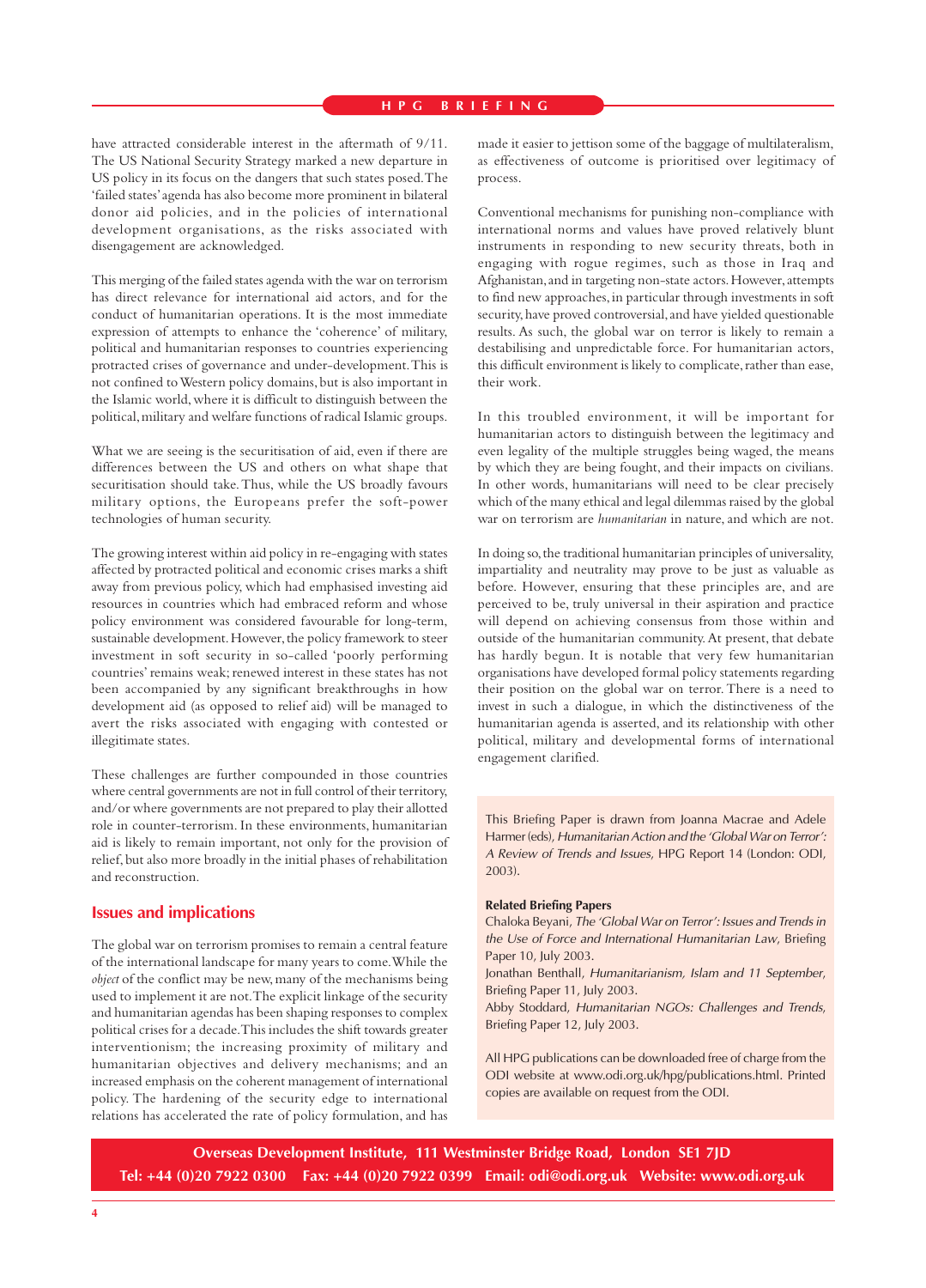have attracted considerable interest in the aftermath of 9/11. The US National Security Strategy marked a new departure in US policy in its focus on the dangers that such states posed. The 'failed states' agenda has also become more prominent in bilateral donor aid policies, and in the policies of international development organisations, as the risks associated with disengagement are acknowledged.

This merging of the failed states agenda with the war on terrorism has direct relevance for international aid actors, and for the conduct of humanitarian operations. It is the most immediate expression of attempts to enhance the 'coherence' of military, political and humanitarian responses to countries experiencing protracted crises of governance and under-development. This is not confined to Western policy domains, but is also important in the Islamic world, where it is difficult to distinguish between the political, military and welfare functions of radical Islamic groups.

What we are seeing is the securitisation of aid, even if there are differences between the US and others on what shape that securitisation should take. Thus, while the US broadly favours military options, the Europeans prefer the soft-power technologies of human security.

The growing interest within aid policy in re-engaging with states affected by protracted political and economic crises marks a shift away from previous policy, which had emphasised investing aid resources in countries which had embraced reform and whose policy environment was considered favourable for long-term, sustainable development. However, the policy framework to steer investment in soft security in so-called 'poorly performing countries' remains weak; renewed interest in these states has not been accompanied by any significant breakthroughs in how development aid (as opposed to relief aid) will be managed to avert the risks associated with engaging with contested or illegitimate states.

These challenges are further compounded in those countries where central governments are not in full control of their territory, and/or where governments are not prepared to play their allotted role in counter-terrorism. In these environments, humanitarian aid is likely to remain important, not only for the provision of relief, but also more broadly in the initial phases of rehabilitation and reconstruction.

## Issues and implications

The global war on terrorism promises to remain a central feature of the international landscape for many years to come. While the *object* of the conflict may be new, many of the mechanisms being used to implement it are not. The explicit linkage of the security and humanitarian agendas has been shaping responses to complex political crises for a decade. This includes the shift towards greater interventionism; the increasing proximity of military and humanitarian objectives and delivery mechanisms; and an increased emphasis on the coherent management of international policy. The hardening of the security edge to international relations has accelerated the rate of policy formulation, and has made it easier to jettison some of the baggage of multilateralism, as effectiveness of outcome is prioritised over legitimacy of process.

Conventional mechanisms for punishing non-compliance with international norms and values have proved relatively blunt instruments in responding to new security threats, both in engaging with rogue regimes, such as those in Iraq and Afghanistan, and in targeting non-state actors. However, attempts to find new approaches, in particular through investments in soft security, have proved controversial, and have yielded questionable results. As such, the global war on terror is likely to remain a destabilising and unpredictable force. For humanitarian actors, this difficult environment is likely to complicate, rather than ease, their work.

In this troubled environment, it will be important for humanitarian actors to distinguish between the legitimacy and even legality of the multiple struggles being waged, the means by which they are being fought, and their impacts on civilians. In other words, humanitarians will need to be clear precisely which of the many ethical and legal dilemmas raised by the global war on terrorism are *humanitarian* in nature, and which are not.

In doing so, the traditional humanitarian principles of universality, impartiality and neutrality may prove to be just as valuable as before. However, ensuring that these principles are, and are perceived to be, truly universal in their aspiration and practice will depend on achieving consensus from those within and outside of the humanitarian community. At present, that debate has hardly begun. It is notable that very few humanitarian organisations have developed formal policy statements regarding their position on the global war on terror. There is a need to invest in such a dialogue, in which the distinctiveness of the humanitarian agenda is asserted, and its relationship with other political, military and developmental forms of international engagement clarified.

This Briefing Paper is drawn from Joanna Macrae and Adele Harmer (eds), *Humanitarian Action and the 'Global War on Terror': A Review of Trends and Issues*, HPG Report 14 (London: ODI, 2003).

**Related Briefing Papers**

Chaloka Beyani, *The 'Global War on Terror': Issues and Trends in the Use of Force and International Humanitarian Law*, Briefing Paper 10, July 2003.

Jonathan Benthall, *Humanitarianism, Islam and 11 September*, Briefing Paper 11, July 2003.

Abby Stoddard, *Humanitarian NGOs: Challenges and Trends*, Briefing Paper 12, July 2003.

All HPG publications can be downloaded free of charge from the ODI website at www.odi.org.uk/hpg/publications.html. Printed copies are available on request from the ODI.

**Overseas Development Institute, 111 Westminster Bridge Road, London SE1 7JD**
**Tel: +44 (0)20 7922 0300 Fax: +44 (0)20 7922 0399 Email: odi@odi.org.uk Website: www.odi.org.uk**